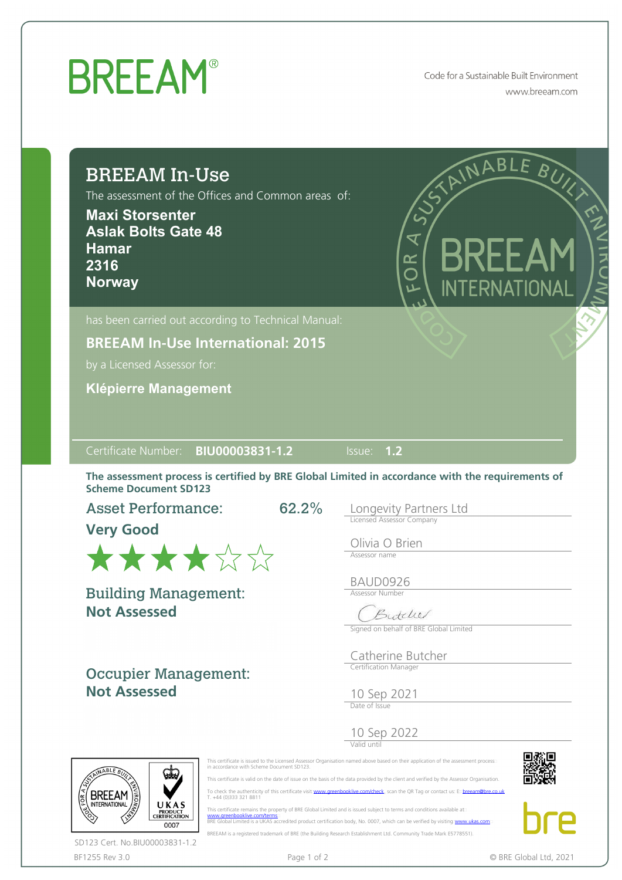# BREEAM®

Code for a Sustainable Built Environment
www.breeam.com

## BREEAM In-Use

The assessment of the Offices and Common areas of:

**Maxi Storsenter**
**Aslak Bolts Gate 48**
**Hamar**
**2316**
**Norway**

has been carried out according to Technical Manual:

**BREEAM In-Use International: 2015**

by a Licensed Assessor for:

**Klépierre Management**

Certificate Number: **BIU00003831-1.2** Issue: **1.2**

**The assessment process is certified by BRE Global Limited in accordance with the requirements of Scheme Document SD123**

**Asset Performance:** 62.2%

**Very Good**

★★★★☆☆

**Building Management:**
**Not Assessed**

**Occupier Management:**
**Not Assessed**

Longevity Partners Ltd
Licensed Assessor Company

Olivia O Brien
Assessor name

BAUD0926
Assessor Number

Signed on behalf of BRE Global Limited

Catherine Butcher
Certification Manager

10 Sep 2021
Date of Issue

10 Sep 2022
Valid until

This certificate is issued to the Licensed Assessor Organisation named above based on their application of the assessment process in accordance with Scheme Document SD123.

This certificate is valid on the date of issue on the basis of the data provided by the client and verified by the Assessor Organisation.

To check the authenticity of this certificate visit www.greenbooklive.com/check, scan the QR Tag or contact us: E: breeam@bre.co.uk T. +44 (0)333 321 8811

This certificate remains the property of BRE Global Limited and is issued subject to terms and conditions available at www.greenbooklive.com/terms
BRE Global Limited is a UKAS accredited product certification body, No. 0007, which can be verified by visiting www.ukas.com

BREEAM is a registered trademark of BRE (the Building Research Establishment Ltd. Community Trade Mark E5778551).

SD123 Cert. No.BIU00003831-1.2

BF1255 Rev 3.0

© BRE Global Ltd, 2021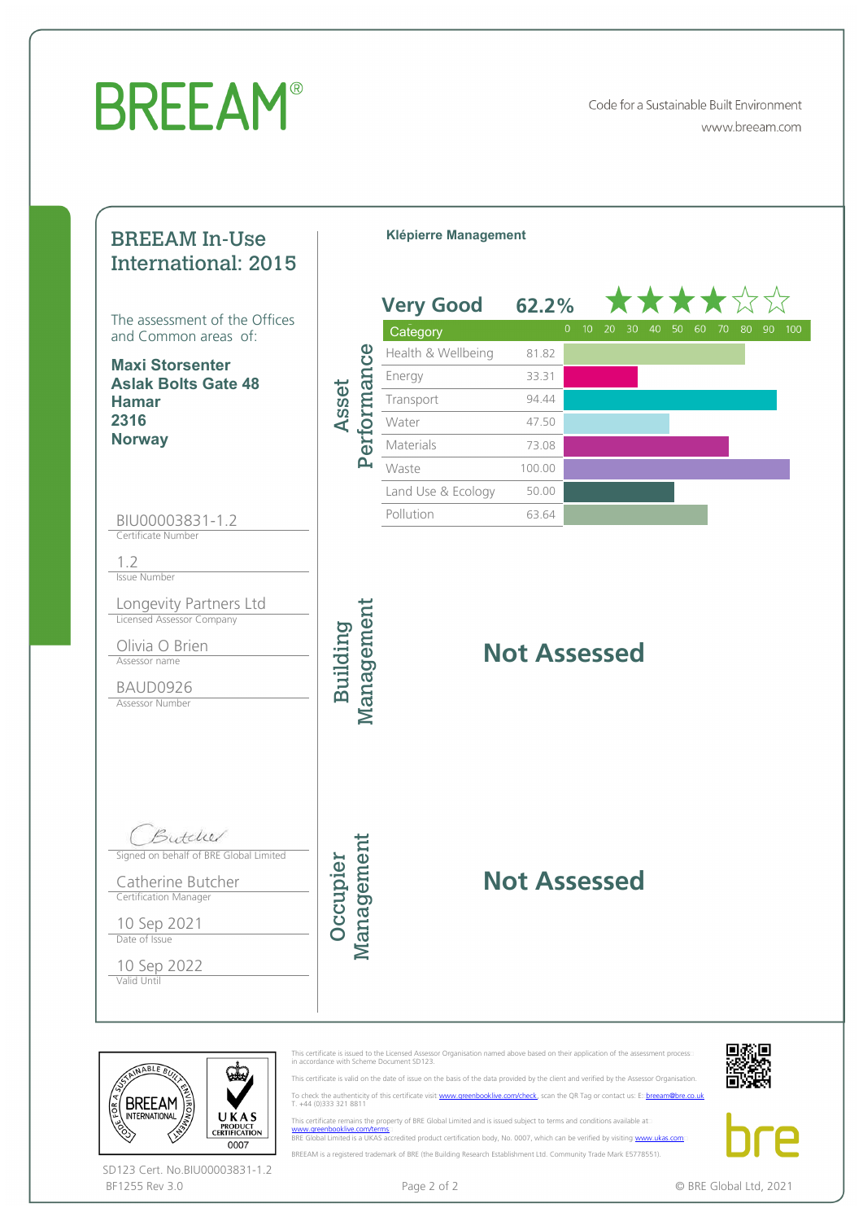# BREEAM®

Code for a Sustainable Built Environment
www.breeam.com

## BREEAM In-Use International: 2015

The assessment of the Offices and Common areas of:

**Maxi Storsenter**
**Aslak Bolts Gate 48**
**Hamar**
**2316**
**Norway**

BIU00003831-1.2
Certificate Number

1.2
Issue Number

Longevity Partners Ltd
Licensed Assessor Company

Olivia O Brien
Assessor name

BAUD0926
Assessor Number

Signed on behalf of BRE Global Limited

Catherine Butcher
Certification Manager

10 Sep 2021
Date of Issue

10 Sep 2022
Valid Until

**Klépierre Management**

### Asset Performance

**Very Good** **62.2%** ★★★★☆☆

| Category | Score |
|---|---|
| Health & Wellbeing | 81.82 |
| Energy | 33.31 |
| Transport | 94.44 |
| Water | 47.50 |
| Materials | 73.08 |
| Waste | 100.00 |
| Land Use & Ecology | 50.00 |
| Pollution | 63.64 |

0 10 20 30 40 50 60 70 80 90 100

### Building Management

**Not Assessed**

### Occupier Management

**Not Assessed**

This certificate is issued to the Licensed Assessor Organisation named above based on their application of the assessment process in accordance with Scheme Document SD123.

This certificate is valid on the date of issue on the basis of the data provided by the client and verified by the Assessor Organisation.

To check the authenticity of this certificate visit www.greenbooklive.com/check, scan the QR Tag or contact us: E: breeam@bre.co.uk T. +44 (0)333 321 8811

This certificate remains the property of BRE Global Limited and is issued subject to terms and conditions available at: www.greenbooklive.com/terms
BRE Global Limited is a UKAS accredited product certification body, No. 0007, which can be verified by visiting www.ukas.com

BREEAM is a registered trademark of BRE (the Building Research Establishment Ltd. Community Trade Mark E5778551).

SD123 Cert. No.BIU00003831-1.2
BF1255 Rev 3.0

© BRE Global Ltd, 2021